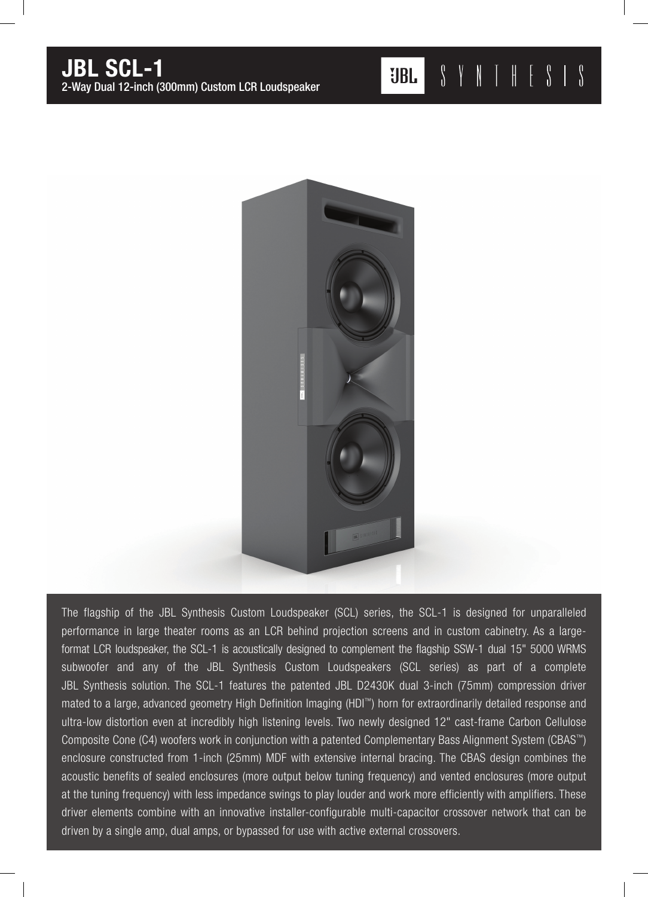# JBL SCL-1

2-Way Dual 12-inch (300mm) Custom LCR Loudspeaker

JBL SYNTHESIS

The flagship of the JBL Synthesis Custom Loudspeaker (SCL) series, the SCL-1 is designed for unparalleled performance in large theater rooms as an LCR behind projection screens and in custom cabinetry. As a large-format LCR loudspeaker, the SCL-1 is acoustically designed to complement the flagship SSW-1 dual 15" 5000 WRMS subwoofer and any of the JBL Synthesis Custom Loudspeakers (SCL series) as part of a complete JBL Synthesis solution. The SCL-1 features the patented JBL D2430K dual 3-inch (75mm) compression driver mated to a large, advanced geometry High Definition Imaging (HDI™) horn for extraordinarily detailed response and ultra-low distortion even at incredibly high listening levels. Two newly designed 12" cast-frame Carbon Cellulose Composite Cone (C4) woofers work in conjunction with a patented Complementary Bass Alignment System (CBAS™) enclosure constructed from 1-inch (25mm) MDF with extensive internal bracing. The CBAS design combines the acoustic benefits of sealed enclosures (more output below tuning frequency) and vented enclosures (more output at the tuning frequency) with less impedance swings to play louder and work more efficiently with amplifiers. These driver elements combine with an innovative installer-configurable multi-capacitor crossover network that can be driven by a single amp, dual amps, or bypassed for use with active external crossovers.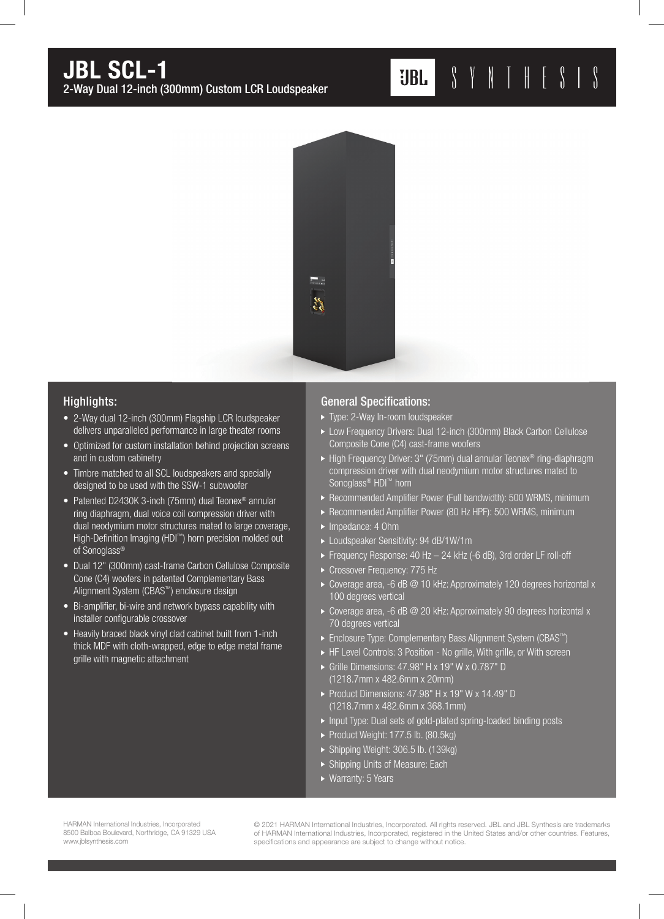# JBL SCL-1

2-Way Dual 12-inch (300mm) Custom LCR Loudspeaker

JBL SYNTHESIS

## Highlights:

- 2-Way dual 12-inch (300mm) Flagship LCR loudspeaker delivers unparalleled performance in large theater rooms
- Optimized for custom installation behind projection screens and in custom cabinetry
- Timbre matched to all SCL loudspeakers and specially designed to be used with the SSW-1 subwoofer
- Patented D2430K 3-inch (75mm) dual Teonex® annular ring diaphragm, dual voice coil compression driver with dual neodymium motor structures mated to large coverage, High-Definition Imaging (HDI™) horn precision molded out of Sonoglass®
- Dual 12" (300mm) cast-frame Carbon Cellulose Composite Cone (C4) woofers in patented Complementary Bass Alignment System (CBAS™) enclosure design
- Bi-amplifier, bi-wire and network bypass capability with installer configurable crossover
- Heavily braced black vinyl clad cabinet built from 1-inch thick MDF with cloth-wrapped, edge to edge metal frame grille with magnetic attachment

## General Specifications:

- Type: 2-Way In-room loudspeaker
- Low Frequency Drivers: Dual 12-inch (300mm) Black Carbon Cellulose Composite Cone (C4) cast-frame woofers
- High Frequency Driver: 3" (75mm) dual annular Teonex® ring-diaphragm compression driver with dual neodymium motor structures mated to Sonoglass® HDI™ horn
- Recommended Amplifier Power (Full bandwidth): 500 WRMS, minimum
- Recommended Amplifier Power (80 Hz HPF): 500 WRMS, minimum
- Impedance: 4 Ohm
- Loudspeaker Sensitivity: 94 dB/1W/1m
- Frequency Response: 40 Hz – 24 kHz (-6 dB), 3rd order LF roll-off
- Crossover Frequency: 775 Hz
- Coverage area, -6 dB @ 10 kHz: Approximately 120 degrees horizontal x 100 degrees vertical
- Coverage area, -6 dB @ 20 kHz: Approximately 90 degrees horizontal x 70 degrees vertical
- Enclosure Type: Complementary Bass Alignment System (CBAS™)
- HF Level Controls: 3 Position - No grille, With grille, or With screen
- Grille Dimensions: 47.98" H x 19" W x 0.787" D (1218.7mm x 482.6mm x 20mm)
- Product Dimensions: 47.98" H x 19" W x 14.49" D (1218.7mm x 482.6mm x 368.1mm)
- Input Type: Dual sets of gold-plated spring-loaded binding posts
- Product Weight: 177.5 lb. (80.5kg)
- Shipping Weight: 306.5 lb. (139kg)
- Shipping Units of Measure: Each
- Warranty: 5 Years

HARMAN International Industries, Incorporated
8500 Balboa Boulevard, Northridge, CA 91329 USA
www.jblsynthesis.com

© 2021 HARMAN International Industries, Incorporated. All rights reserved. JBL and JBL Synthesis are trademarks of HARMAN International Industries, Incorporated, registered in the United States and/or other countries. Features, specifications and appearance are subject to change without notice.